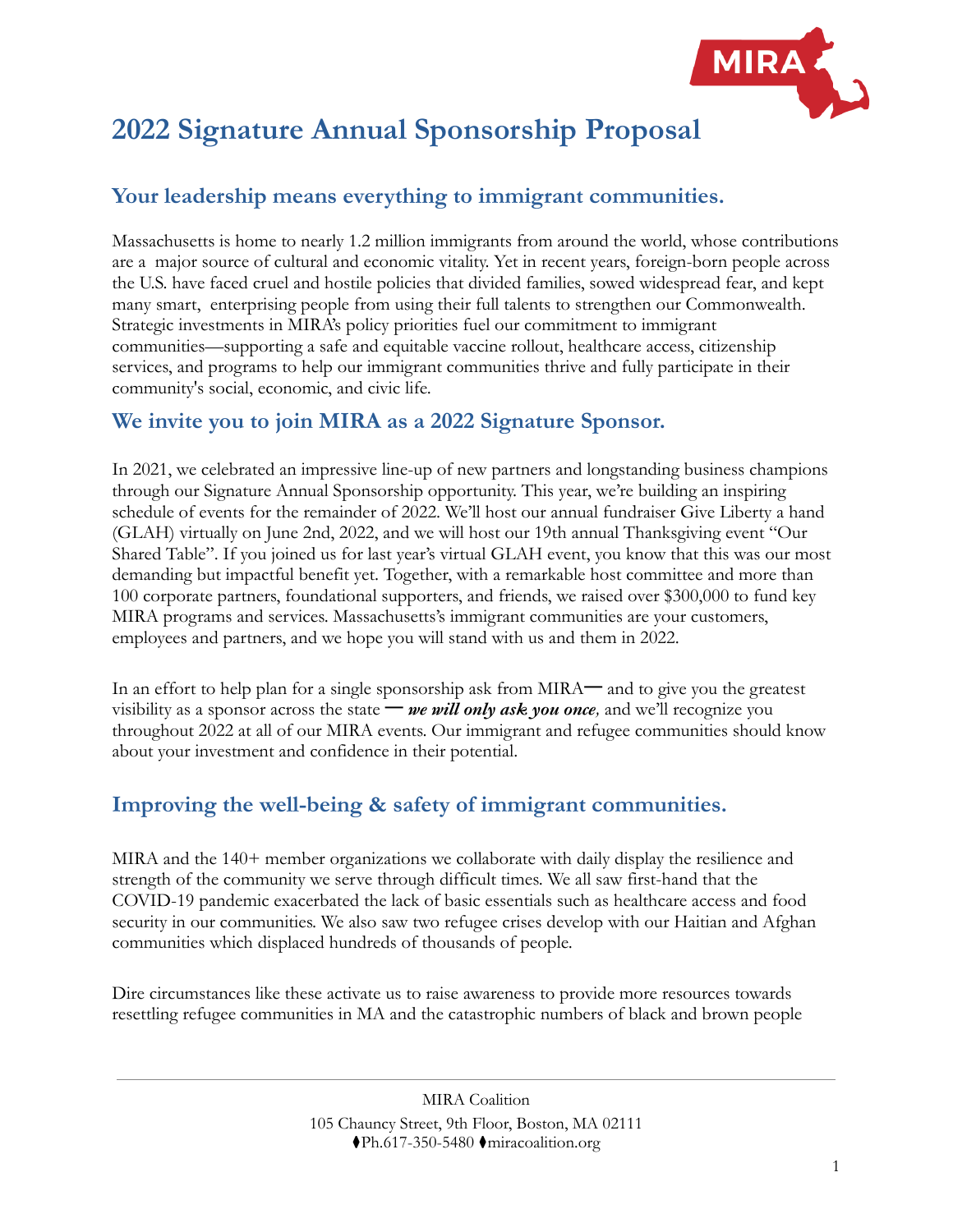# 2022 Signature Annual Sponsorship Proposal

## Your leadership means everything to immigrant communities.

Massachusetts is home to nearly 1.2 million immigrants from around the world, whose contributions are a major source of cultural and economic vitality. Yet in recent years, foreign-born people across the U.S. have faced cruel and hostile policies that divided families, sowed widespread fear, and kept many smart, enterprising people from using their full talents to strengthen our Commonwealth. Strategic investments in MIRA's policy priorities fuel our commitment to immigrant communities—supporting a safe and equitable vaccine rollout, healthcare access, citizenship services, and programs to help our immigrant communities thrive and fully participate in their community's social, economic, and civic life.

## We invite you to join MIRA as a 2022 Signature Sponsor.

In 2021, we celebrated an impressive line-up of new partners and longstanding business champions through our Signature Annual Sponsorship opportunity. This year, we're building an inspiring schedule of events for the remainder of 2022. We'll host our annual fundraiser Give Liberty a hand (GLAH) virtually on June 2nd, 2022, and we will host our 19th annual Thanksgiving event "Our Shared Table". If you joined us for last year's virtual GLAH event, you know that this was our most demanding but impactful benefit yet. Together, with a remarkable host committee and more than 100 corporate partners, foundational supporters, and friends, we raised over $300,000 to fund key MIRA programs and services. Massachusetts's immigrant communities are your customers, employees and partners, and we hope you will stand with us and them in 2022.

In an effort to help plan for a single sponsorship ask from MIRA— and to give you the greatest visibility as a sponsor across the state — ***we will only ask you once,*** and we'll recognize you throughout 2022 at all of our MIRA events. Our immigrant and refugee communities should know about your investment and confidence in their potential.

## Improving the well-being & safety of immigrant communities.

MIRA and the 140+ member organizations we collaborate with daily display the resilience and strength of the community we serve through difficult times. We all saw first-hand that the COVID-19 pandemic exacerbated the lack of basic essentials such as healthcare access and food security in our communities. We also saw two refugee crises develop with our Haitian and Afghan communities which displaced hundreds of thousands of people.

Dire circumstances like these activate us to raise awareness to provide more resources towards resettling refugee communities in MA and the catastrophic numbers of black and brown people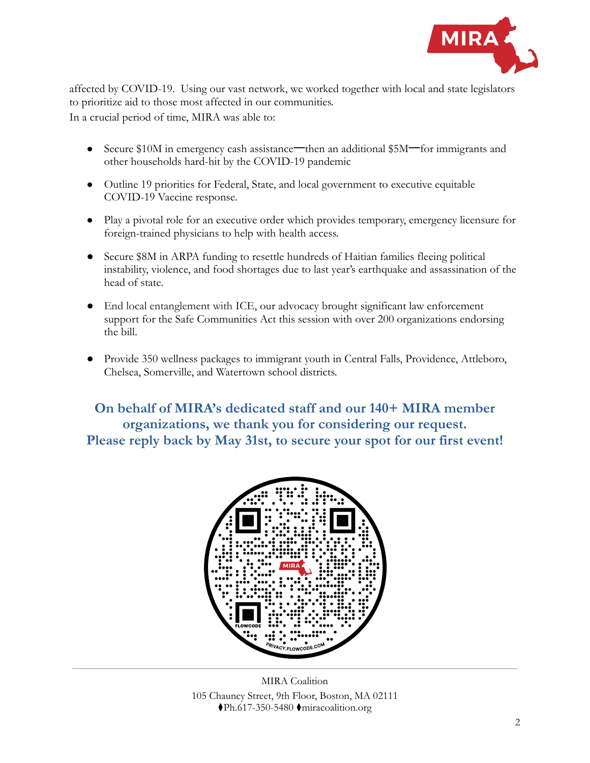affected by COVID-19. Using our vast network, we worked together with local and state legislators to prioritize aid to those most affected in our communities.

In a crucial period of time, MIRA was able to:

- Secure $10M in emergency cash assistance—then an additional $5M—for immigrants and other households hard-hit by the COVID-19 pandemic
- Outline 19 priorities for Federal, State, and local government to executive equitable COVID-19 Vaccine response.
- Play a pivotal role for an executive order which provides temporary, emergency licensure for foreign-trained physicians to help with health access.
- Secure $8M in ARPA funding to resettle hundreds of Haitian families fleeing political instability, violence, and food shortages due to last year's earthquake and assassination of the head of state.
- End local entanglement with ICE, our advocacy brought significant law enforcement support for the Safe Communities Act this session with over 200 organizations endorsing the bill.
- Provide 350 wellness packages to immigrant youth in Central Falls, Providence, Attleboro, Chelsea, Somerville, and Watertown school districts.

**On behalf of MIRA's dedicated staff and our 140+ MIRA member organizations, we thank you for considering our request.**
**Please reply back by May 31st, to secure your spot for our first event!**

MIRA Coalition
105 Chauncy Street, 9th Floor, Boston, MA 02111
⧫Ph.617-350-5480 ⧫miracoalition.org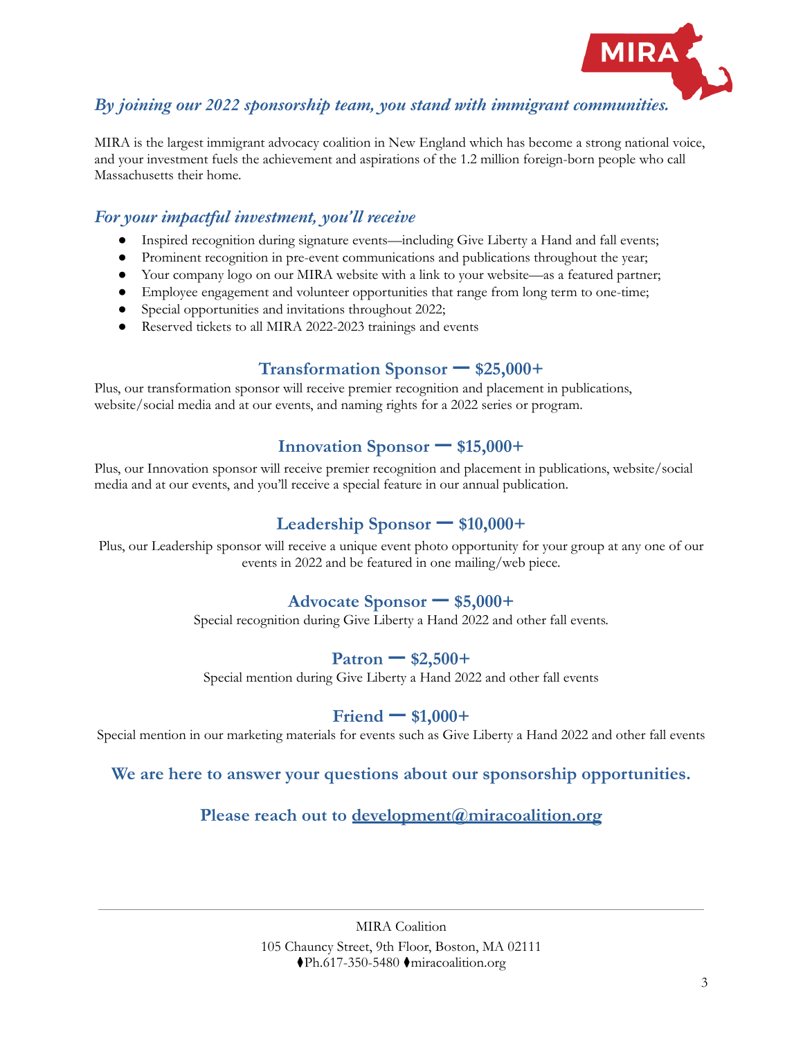## *By joining our 2022 sponsorship team, you stand with immigrant communities.*

MIRA is the largest immigrant advocacy coalition in New England which has become a strong national voice, and your investment fuels the achievement and aspirations of the 1.2 million foreign-born people who call Massachusetts their home.

## *For your impactful investment, you'll receive*

- Inspired recognition during signature events—including Give Liberty a Hand and fall events;
- Prominent recognition in pre-event communications and publications throughout the year;
- Your company logo on our MIRA website with a link to your website—as a featured partner;
- Employee engagement and volunteer opportunities that range from long term to one-time;
- Special opportunities and invitations throughout 2022;
- Reserved tickets to all MIRA 2022-2023 trainings and events

### Transformation Sponsor — $25,000+

Plus, our transformation sponsor will receive premier recognition and placement in publications, website/social media and at our events, and naming rights for a 2022 series or program.

### Innovation Sponsor — $15,000+

Plus, our Innovation sponsor will receive premier recognition and placement in publications, website/social media and at our events, and you'll receive a special feature in our annual publication.

### Leadership Sponsor — $10,000+

Plus, our Leadership sponsor will receive a unique event photo opportunity for your group at any one of our events in 2022 and be featured in one mailing/web piece.

### Advocate Sponsor — $5,000+

Special recognition during Give Liberty a Hand 2022 and other fall events.

### Patron — $2,500+

Special mention during Give Liberty a Hand 2022 and other fall events

### Friend — $1,000+

Special mention in our marketing materials for events such as Give Liberty a Hand 2022 and other fall events

**We are here to answer your questions about our sponsorship opportunities.**

**Please reach out to [development@miracoalition.org](mailto:development@miracoalition.org)**

---

MIRA Coalition
105 Chauncy Street, 9th Floor, Boston, MA 02111
⧫Ph.617-350-5480 ⧫miracoalition.org